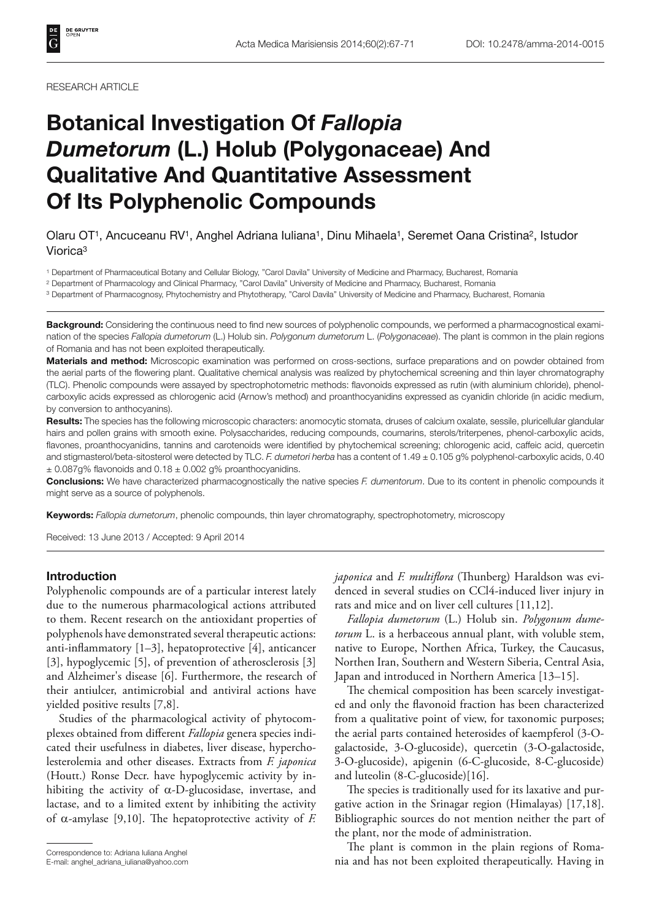RESEARCH ARTICLE

# Botanical Investigation Of *Fallopia Dumetorum* (L.) Holub (Polygonaceae) And Qualitative And Quantitative Assessment Of Its Polyphenolic Compounds

Olaru OT[1], Ancuceanu RV[1], Anghel Adriana Iuliana[1], Dinu Mihaela[1], Seremet Oana Cristina[2], Istudor Viorica[3]

[1] Department of Pharmaceutical Botany and Cellular Biology, "Carol Davila" University of Medicine and Pharmacy, Bucharest, Romania

[2] Department of Pharmacology and Clinical Pharmacy, "Carol Davila" University of Medicine and Pharmacy, Bucharest, Romania

[3] Department of Pharmacognosy, Phytochemistry and Phytotherapy, "Carol Davila" University of Medicine and Pharmacy, Bucharest, Romania

**Background:** Considering the continuous need to find new sources of polyphenolic compounds, we performed a pharmacognostical examination of the species *Fallopia dumetorum* (L.) Holub sin. *Polygonum dumetorum* L. (*Polygonaceae*). The plant is common in the plain regions of Romania and has not been exploited therapeutically.

**Materials and method:** Microscopic examination was performed on cross-sections, surface preparations and on powder obtained from the aerial parts of the flowering plant. Qualitative chemical analysis was realized by phytochemical screening and thin layer chromatography (TLC). Phenolic compounds were assayed by spectrophotometric methods: flavonoids expressed as rutin (with aluminium chloride), phenol-carboxylic acids expressed as chlorogenic acid (Arnow's method) and proanthocyanidins expressed as cyanidin chloride (in acidic medium, by conversion to anthocyanins).

**Results:** The species has the following microscopic characters: anomocytic stomata, druses of calcium oxalate, sessile, pluricellular glandular hairs and pollen grains with smooth exine. Polysaccharides, reducing compounds, coumarins, sterols/triterpenes, phenol-carboxylic acids, flavones, proanthocyanidins, tannins and carotenoids were identified by phytochemical screening; chlorogenic acid, caffeic acid, quercetin and stigmasterol/beta-sitosterol were detected by TLC. *F. dumetori herba* has a content of 1.49 ± 0.105 g% polyphenol-carboxylic acids, 0.40 ± 0.087g% flavonoids and 0.18 ± 0.002 g% proanthocyanidins.

**Conclusions:** We have characterized pharmacognostically the native species *F. dumentorum*. Due to its content in phenolic compounds it might serve as a source of polyphenols.

**Keywords:** *Fallopia dumetorum*, phenolic compounds, thin layer chromatography, spectrophotometry, microscopy

Received: 13 June 2013 / Accepted: 9 April 2014

## Introduction

Polyphenolic compounds are of a particular interest lately due to the numerous pharmacological actions attributed to them. Recent research on the antioxidant properties of polyphenols have demonstrated several therapeutic actions: anti-inflammatory [1–3], hepatoprotective [4], anticancer [3], hypoglycemic [5], of prevention of atherosclerosis [3] and Alzheimer's disease [6]. Furthermore, the research of their antiulcer, antimicrobial and antiviral actions have yielded positive results [7,8].

Studies of the pharmacological activity of phytocomplexes obtained from different *Fallopia* genera species indicated their usefulness in diabetes, liver disease, hypercholesterolemia and other diseases. Extracts from *F. japonica* (Houtt.) Ronse Decr. have hypoglycemic activity by inhibiting the activity of α-D-glucosidase, invertase, and lactase, and to a limited extent by inhibiting the activity of α-amylase [9,10]. The hepatoprotective activity of *F. japonica* and *F. multiflora* (Thunberg) Haraldson was evidenced in several studies on CCl4-induced liver injury in rats and mice and on liver cell cultures [11,12].

*Fallopia dumetorum* (L.) Holub sin. *Polygonum dumetorum* L. is a herbaceous annual plant, with voluble stem, native to Europe, Northen Africa, Turkey, the Caucasus, Northen Iran, Southern and Western Siberia, Central Asia, Japan and introduced in Northern America [13–15].

The chemical composition has been scarcely investigated and only the flavonoid fraction has been characterized from a qualitative point of view, for taxonomic purposes; the aerial parts contained heterosides of kaempferol (3-O-galactoside, 3-O-glucoside), quercetin (3-O-galactoside, 3-O-glucoside), apigenin (6-C-glucoside, 8-C-glucoside) and luteolin (8-C-glucoside)[16].

The species is traditionally used for its laxative and purgative action in the Srinagar region (Himalayas) [17,18]. Bibliographic sources do not mention neither the part of the plant, nor the mode of administration.

The plant is common in the plain regions of Romania and has not been exploited therapeutically. Having in

Correspondence to: Adriana Iuliana Anghel
E-mail: anghel_adriana_iuliana@yahoo.com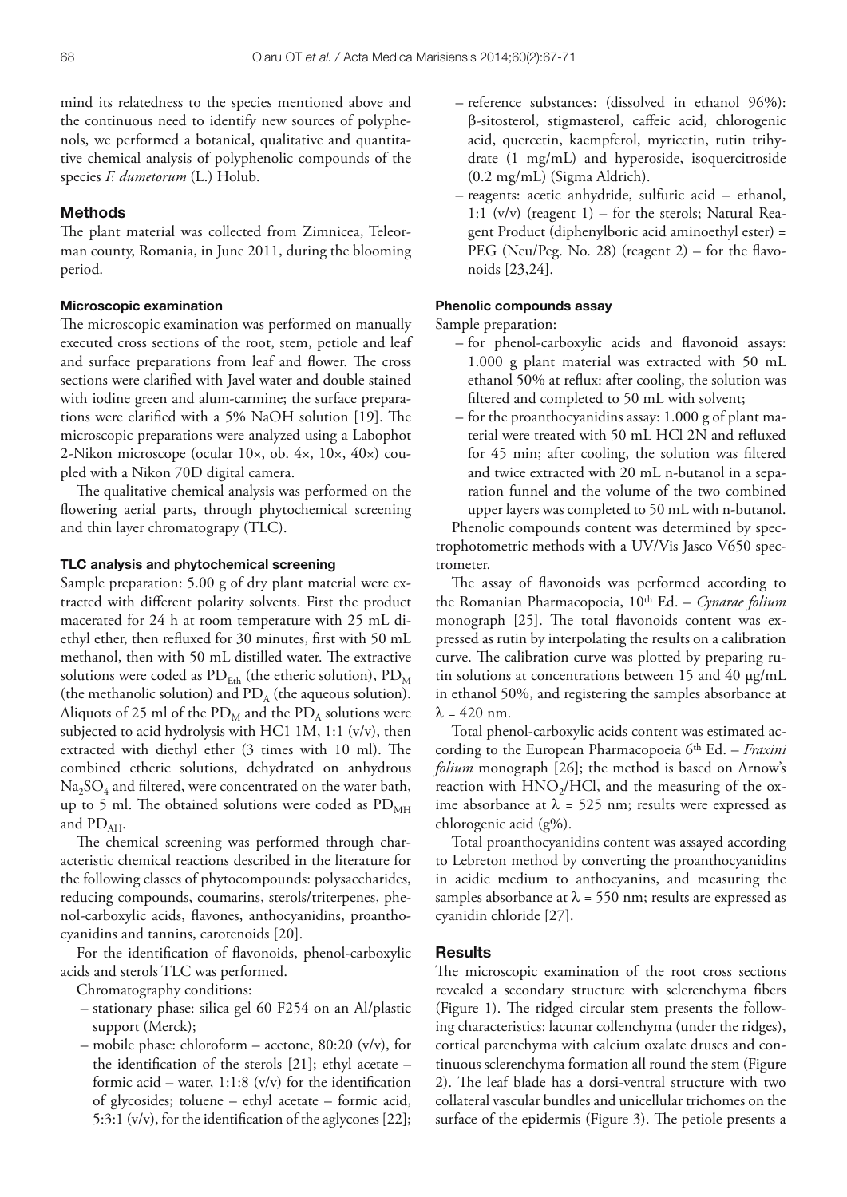mind its relatedness to the species mentioned above and the continuous need to identify new sources of polyphenols, we performed a botanical, qualitative and quantitative chemical analysis of polyphenolic compounds of the species *F. dumetorum* (L.) Holub.

## Methods

The plant material was collected from Zimnicea, Teleorman county, Romania, in June 2011, during the blooming period.

### Microscopic examination

The microscopic examination was performed on manually executed cross sections of the root, stem, petiole and leaf and surface preparations from leaf and flower. The cross sections were clarified with Javel water and double stained with iodine green and alum-carmine; the surface preparations were clarified with a 5% NaOH solution [19]. The microscopic preparations were analyzed using a Labophot 2-Nikon microscope (ocular 10×, ob. 4×, 10×, 40×) coupled with a Nikon 70D digital camera.

The qualitative chemical analysis was performed on the flowering aerial parts, through phytochemical screening and thin layer chromatogratpy (TLC).

### TLC analysis and phytochemical screening

Sample preparation: 5.00 g of dry plant material were extracted with different polarity solvents. First the product macerated for 24 h at room temperature with 25 mL diethyl ether, then refluxed for 30 minutes, first with 50 mL methanol, then with 50 mL distilled water. The extractive solutions were coded as $PD_{Eth}$ (the etheric solution), $PD_M$ (the methanolic solution) and $PD_A$ (the aqueous solution). Aliquots of 25 ml of the $PD_M$ and the $PD_A$ solutions were subjected to acid hydrolysis with HC1 1M, 1:1 (v/v), then extracted with diethyl ether (3 times with 10 ml). The combined etheric solutions, dehydrated on anhydrous $Na_2SO_4$ and filtered, were concentrated on the water bath, up to 5 ml. The obtained solutions were coded as $PD_{MH}$ and $PD_{AH}$.

The chemical screening was performed through characteristic chemical reactions described in the literature for the following classes of phytocompounds: polysaccharides, reducing compounds, coumarins, sterols/triterpenes, phenol-carboxylic acids, flavones, anthocyanidins, proanthocyanidins and tannins, carotenoids [20].

For the identification of flavonoids, phenol-carboxylic acids and sterols TLC was performed.

Chromatography conditions:

- stationary phase: silica gel 60 F254 on an Al/plastic support (Merck);
- mobile phase: chloroform – acetone, 80:20 (v/v), for the identification of the sterols [21]; ethyl acetate – formic acid – water, 1:1:8 (v/v) for the identification of glycosides; toluene – ethyl acetate – formic acid, 5:3:1 (v/v), for the identification of the aglycones [22];
- reference substances: (dissolved in ethanol 96%): β-sitosterol, stigmasterol, caffeic acid, chlorogenic acid, quercetin, kaempferol, myricetin, rutin trihydrate (1 mg/mL) and hyperoside, isoquercitroside (0.2 mg/mL) (Sigma Aldrich).
- reagents: acetic anhydride, sulfuric acid – ethanol, 1:1 (v/v) (reagent 1) – for the sterols; Natural Reagent Product (diphenylboric acid aminoethyl ester) = PEG (Neu/Peg. No. 28) (reagent 2) – for the flavonoids [23,24].

### Phenolic compounds assay

Sample preparation:

- for phenol-carboxylic acids and flavonoid assays: 1.000 g plant material was extracted with 50 mL ethanol 50% at reflux: after cooling, the solution was filtered and completed to 50 mL with solvent;
- for the proanthocyanidins assay: 1.000 g of plant material were treated with 50 mL HCl 2N and refluxed for 45 min; after cooling, the solution was filtered and twice extracted with 20 mL n-butanol in a separation funnel and the volume of the two combined upper layers was completed to 50 mL with n-butanol.

Phenolic compounds content was determined by spectrophotometric methods with a UV/Vis Jasco V650 spectrometer.

The assay of flavonoids was performed according to the Romanian Pharmacopoeia, 10th Ed. – *Cynarae folium* monograph [25]. The total flavonoids content was expressed as rutin by interpolating the results on a calibration curve. The calibration curve was plotted by preparing rutin solutions at concentrations between 15 and 40 μg/mL in ethanol 50%, and registering the samples absorbance at $\lambda$ = 420 nm.

Total phenol-carboxylic acids content was estimated according to the European Pharmacopoeia 6th Ed. – *Fraxini folium* monograph [26]; the method is based on Arnow's reaction with $HNO_2$/HCl, and the measuring of the oxime absorbance at $\lambda$ = 525 nm; results were expressed as chlorogenic acid (g%).

Total proanthocyanidins content was assayed according to Lebreton method by converting the proanthocyanidins in acidic medium to anthocyanins, and measuring the samples absorbance at $\lambda$ = 550 nm; results are expressed as cyanidin chloride [27].

## Results

The microscopic examination of the root cross sections revealed a secondary structure with sclerenchyma fibers (Figure 1). The ridged circular stem presents the following characteristics: lacunar collenchyma (under the ridges), cortical parenchyma with calcium oxalate druses and continuous sclerenchyma formation all round the stem (Figure 2). The leaf blade has a dorsi-ventral structure with two collateral vascular bundles and unicellular trichomes on the surface of the epidermis (Figure 3). The petiole presents a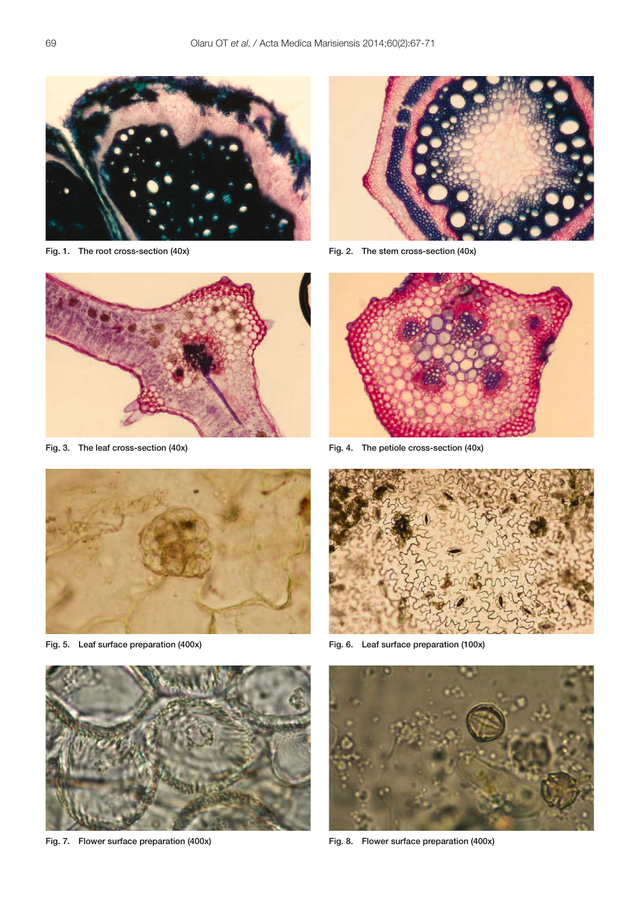Fig. 1. The root cross-section (40x)

Fig. 2. The stem cross-section (40x)

Fig. 3. The leaf cross-section (40x)

Fig. 4. The petiole cross-section (40x)

Fig. 5. Leaf surface preparation (400x)

Fig. 6. Leaf surface preparation (100x)

Fig. 7. Flower surface preparation (400x)

Fig. 8. Flower surface preparation (400x)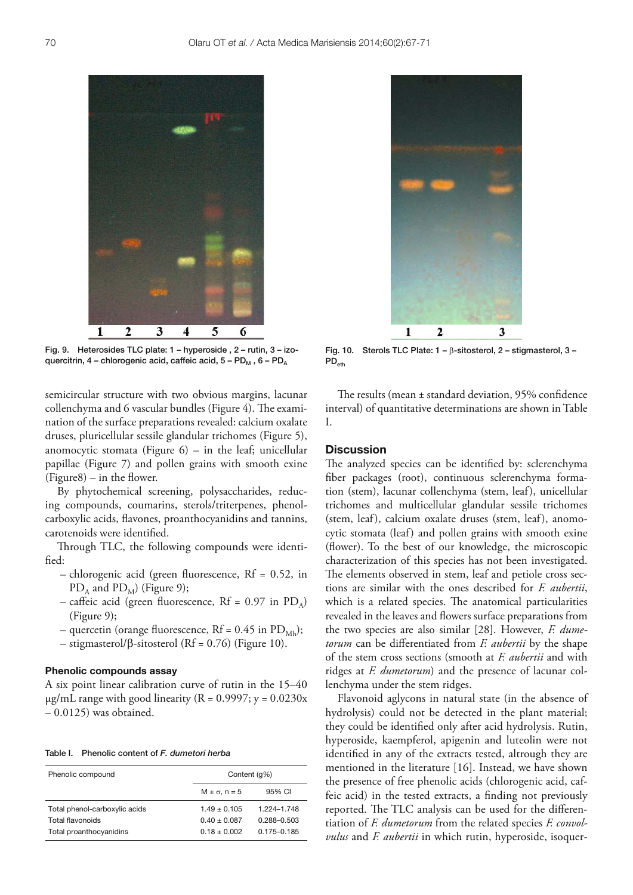Fig. 9. Heterosides TLC plate: 1 – hyperoside , 2 – rutin, 3 – izoquercitrin, 4 – chlorogenic acid, caffeic acid, 5 – $PD_M$ , 6 – $PD_A$

Fig. 10. Sterols TLC Plate: 1 – β-sitosterol, 2 – stigmasterol, 3 – $PD_{eth}$

semicircular structure with two obvious margins, lacunar collenchyma and 6 vascular bundles (Figure 4). The examination of the surface preparations revealed: calcium oxalate druses, pluricellular sessile glandular trichomes (Figure 5), anomocytic stomata (Figure 6) – in the leaf; unicellular papillae (Figure 7) and pollen grains with smooth exine (Figure8) – in the flower.

By phytochemical screening, polysaccharides, reducing compounds, coumarins, sterols/triterpenes, phenolcarboxylic acids, flavones, proanthocyanidins and tannins, carotenoids were identified.

Through TLC, the following compounds were identified:

- chlorogenic acid (green fluorescence, Rf = 0.52, in $PD_A$ and $PD_M$) (Figure 9);
- caffeic acid (green fluorescence, Rf = 0.97 in $PD_A$) (Figure 9);
- quercetin (orange fluorescence, Rf = 0.45 in $PD_{Mh}$);
- stigmasterol/β-sitosterol (Rf = 0.76) (Figure 10).

### Phenolic compounds assay

A six point linear calibration curve of rutin in the 15–40 μg/mL range with good linearity (R = 0.9997; y = 0.0230x – 0.0125) was obtained.

Table I. Phenolic content of *F. dumetori herba*

| Phenolic compound | Content (g%) | |
|---|---|---|
| | M ± σ, n = 5 | 95% CI |
| Total phenol-carboxylic acids | 1.49 ± 0.105 | 1.224–1.748 |
| Total flavonoids | 0.40 ± 0.087 | 0.288–0.503 |
| Total proanthocyanidins | 0.18 ± 0.002 | 0.175–0.185 |

The results (mean ± standard deviation, 95% confidence interval) of quantitative determinations are shown in Table I.

## Discussion

The analyzed species can be identified by: sclerenchyma fiber packages (root), continuous sclerenchyma formation (stem), lacunar collenchyma (stem, leaf), unicellular trichomes and multicellular glandular sessile trichomes (stem, leaf), calcium oxalate druses (stem, leaf), anomocytic stomata (leaf) and pollen grains with smooth exine (flower). To the best of our knowledge, the microscopic characterization of this species has not been investigated. The elements observed in stem, leaf and petiole cross sections are similar with the ones described for *F. aubertii*, which is a related species. The anatomical particularities revealed in the leaves and flowers surface preparations from the two species are also similar [28]. However, *F. dumetorum* can be differentiated from *F. aubertii* by the shape of the stem cross sections (smooth at *F. aubertii* and with ridges at *F. dumetorum*) and the presence of lacunar collenchyma under the stem ridges.

Flavonoid aglycons in natural state (in the absence of hydrolysis) could not be detected in the plant material; they could be identified only after acid hydrolysis. Rutin, hyperoside, kaempferol, apigenin and luteolin were not identified in any of the extracts tested, altrough they are mentioned in the literature [16]. Instead, we have shown the presence of free phenolic acids (chlorogenic acid, caffeic acid) in the tested extracts, a finding not previously reported. The TLC analysis can be used for the differentiation of *F. dumetorum* from the related species *F. convolvulus* and *F. aubertii* in which rutin, hyperoside, isoquer-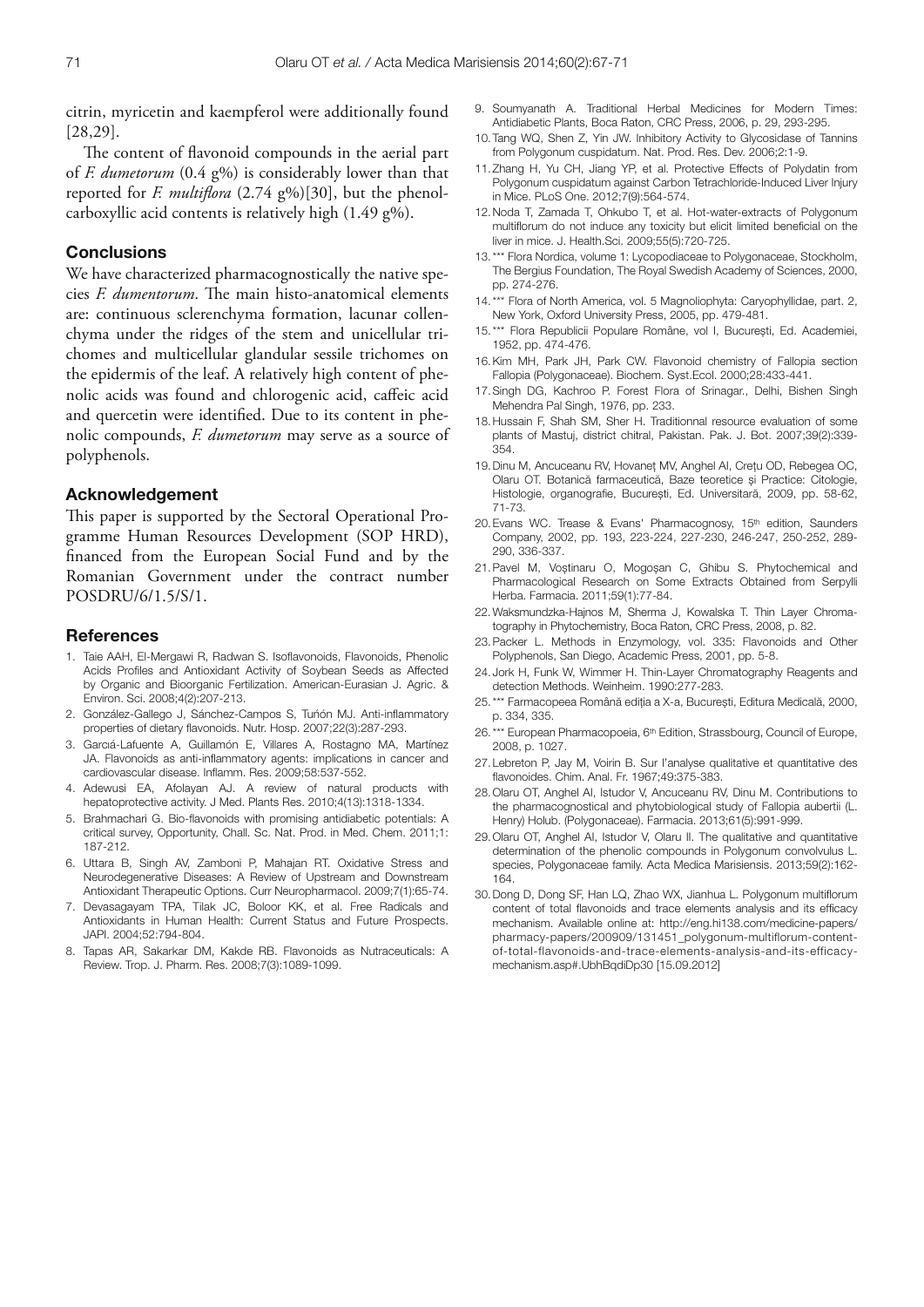citrin, myricetin and kaempferol were additionally found [28,29].

The content of flavonoid compounds in the aerial part of *F. dumetorum* (0.4 g%) is considerably lower than that reported for *F. multiflora* (2.74 g%)[30], but the phenolcarboxyllic acid contents is relatively high (1.49 g%).

## Conclusions

We have characterized pharmacognostically the native species *F. dumentorum*. The main histo-anatomical elements are: continuous sclerenchyma formation, lacunar collenchyma under the ridges of the stem and unicellular trichomes and multicellular glandular sessile trichomes on the epidermis of the leaf. A relatively high content of phenolic acids was found and chlorogenic acid, caffeic acid and quercetin were identified. Due to its content in phenolic compounds, *F. dumetorum* may serve as a source of polyphenols.

## Acknowledgement

This paper is supported by the Sectoral Operational Programme Human Resources Development (SOP HRD), financed from the European Social Fund and by the Romanian Government under the contract number POSDRU/6/1.5/S/1.

## References

1. Taie AAH, El-Mergawi R, Radwan S. Isoflavonoids, Flavonoids, Phenolic Acids Profiles and Antioxidant Activity of Soybean Seeds as Affected by Organic and Bioorganic Fertilization. American-Eurasian J. Agric. & Environ. Sci. 2008;4(2):207-213.
2. González-Gallego J, Sánchez-Campos S, Tuñón MJ. Anti-inflammatory properties of dietary flavonoids. Nutr. Hosp. 2007;22(3):287-293.
3. Garcıá-Lafuente A, Guillamón E, Villares A, Rostagno MA, Martínez JA. Flavonoids as anti-inflammatory agents: implications in cancer and cardiovascular disease. Inflamm. Res. 2009;58:537-552.
4. Adewusi EA, Afolayan AJ. A review of natural products with hepatoprotective activity. J Med. Plants Res. 2010;4(13):1318-1334.
5. Brahmachari G. Bio-flavonoids with promising antidiabetic potentials: A critical survey, Opportunity, Chall. Sc. Nat. Prod. in Med. Chem. 2011;1: 187-212.
6. Uttara B, Singh AV, Zamboni P, Mahajan RT. Oxidative Stress and Neurodegenerative Diseases: A Review of Upstream and Downstream Antioxidant Therapeutic Options. Curr Neuropharmacol. 2009;7(1):65-74.
7. Devasagayam TPA, Tilak JC, Boloor KK, et al. Free Radicals and Antioxidants in Human Health: Current Status and Future Prospects. JAPI. 2004;52:794-804.
8. Tapas AR, Sakarkar DM, Kakde RB. Flavonoids as Nutraceuticals: A Review. Trop. J. Pharm. Res. 2008;7(3):1089-1099.
9. Soumyanath A. Traditional Herbal Medicines for Modern Times: Antidiabetic Plants, Boca Raton, CRC Press, 2006, p. 29, 293-295.
10. Tang WQ, Shen Z, Yin JW. Inhibitory Activity to Glycosidase of Tannins from Polygonum cuspidatum. Nat. Prod. Res. Dev. 2006;2:1-9.
11. Zhang H, Yu CH, Jiang YP, et al. Protective Effects of Polydatin from Polygonum cuspidatum against Carbon Tetrachloride-Induced Liver Injury in Mice. PLoS One. 2012;7(9):564-574.
12. Noda T, Zamada T, Ohkubo T, et al. Hot-water-extracts of Polygonum multiflorum do not induce any toxicity but elicit limited beneficial on the liver in mice. J. Health.Sci. 2009;55(5):720-725.
13. *** Flora Nordica, volume 1: Lycopodiaceae to Polygonaceae, Stockholm, The Bergius Foundation, The Royal Swedish Academy of Sciences, 2000, pp. 274-276.
14. *** Flora of North America, vol. 5 Magnoliophyta: Caryophyllidae, part. 2, New York, Oxford University Press, 2005, pp. 479-481.
15. *** Flora Republicii Populare Române, vol I, București, Ed. Academiei, 1952, pp. 474-476.
16. Kim MH, Park JH, Park CW. Flavonoid chemistry of Fallopia section Fallopia (Polygonaceae). Biochem. Syst.Ecol. 2000;28:433-441.
17. Singh DG, Kachroo P. Forest Flora of Srinagar., Delhi, Bishen Singh Mehendra Pal Singh, 1976, pp. 233.
18. Hussain F, Shah SM, Sher H. Traditionnal resource evaluation of some plants of Mastuj, district chitral, Pakistan. Pak. J. Bot. 2007;39(2):339-354.
19. Dinu M, Ancuceanu RV, Hovaneț MV, Anghel AI, Crețu OD, Rebegea OC, Olaru OT. Botanică farmaceutică, Baze teoretice și Practice: Citologie, Histologie, organografie, București, Ed. Universitară, 2009, pp. 58-62, 71-73.
20. Evans WC. Trease & Evans' Pharmacognosy, 15th edition, Saunders Company, 2002, pp. 193, 223-224, 227-230, 246-247, 250-252, 289-290, 336-337.
21. Pavel M, Voștinaru O, Mogoșan C, Ghibu S. Phytochemical and Pharmacological Research on Some Extracts Obtained from Serpylli Herba. Farmacia. 2011;59(1):77-84.
22. Waksmundzka-Hajnos M, Sherma J, Kowalska T. Thin Layer Chromatography in Phytochemistry, Boca Raton, CRC Press, 2008, p. 82.
23. Packer L. Methods in Enzymology, vol. 335: Flavonoids and Other Polyphenols, San Diego, Academic Press, 2001, pp. 5-8.
24. Jork H, Funk W, Wimmer H. Thin-Layer Chromatography Reagents and detection Methods. Weinheim. 1990:277-283.
25. *** Farmacopeea Română ediția a X-a, București, Editura Medicală, 2000, p. 334, 335.
26. *** European Pharmacopoeia, 6th Edition, Strassbourg, Council of Europe, 2008, p. 1027.
27. Lebreton P, Jay M, Voirin B. Sur l'analyse qualitative et quantitative des flavonoides. Chim. Anal. Fr. 1967;49:375-383.
28. Olaru OT, Anghel AI, Istudor V, Ancuceanu RV, Dinu M. Contributions to the pharmacognostical and phytobiological study of Fallopia aubertii (L. Henry) Holub. (Polygonaceae). Farmacia. 2013;61(5):991-999.
29. Olaru OT, Anghel AI, Istudor V, Olaru Il. The qualitative and quantitative determination of the phenolic compounds in Polygonum convolvulus L. species, Polygonaceae family. Acta Medica Marisiensis. 2013;59(2):162-164.
30. Dong D, Dong SF, Han LQ, Zhao WX, Jianhua L. Polygonum multiflorum content of total flavonoids and trace elements analysis and its efficacy mechanism. Available online at: http://eng.hi138.com/medicine-papers/pharmacy-papers/200909/131451_polygonum-multiflorum-content-of-total-flavonoids-and-trace-elements-analysis-and-its-efficacy-mechanism.asp#.UbhBqdiDp30 [15.09.2012]